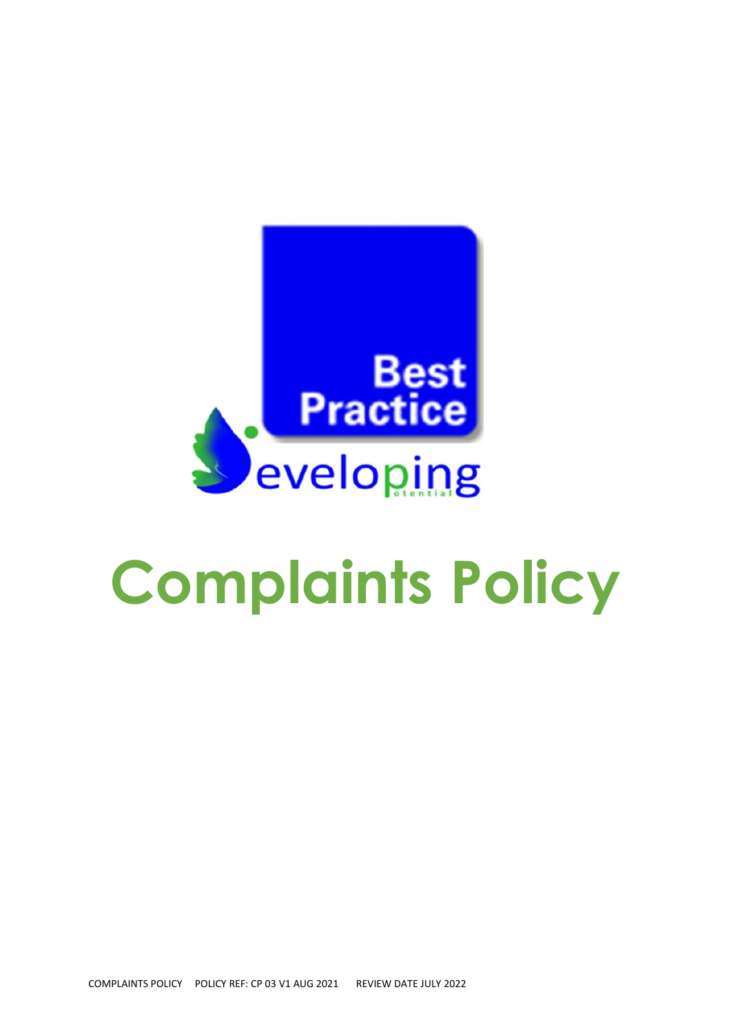Best Practice

Developing potential

# Complaints Policy

COMPLAINTS POLICY POLICY REF: CP 03 V1 AUG 2021 REVIEW DATE JULY 2022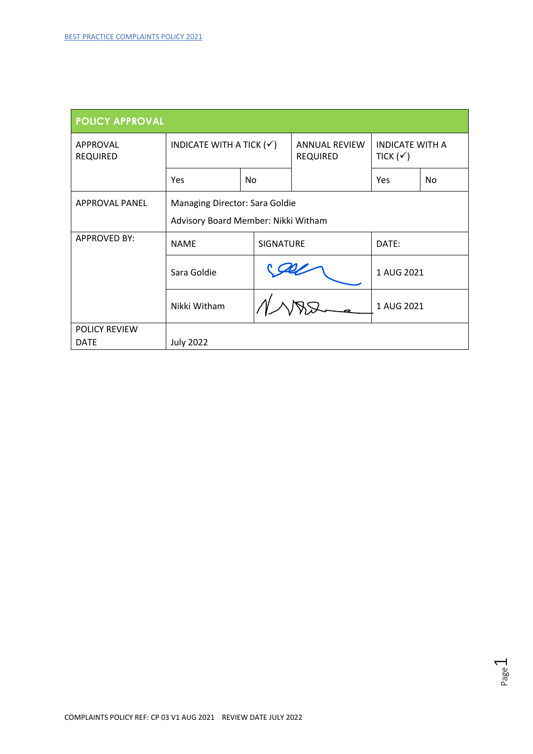| POLICY APPROVAL | | | | | |
|---|---|---|---|---|---|
| APPROVAL REQUIRED | INDICATE WITH A TICK (✓) | | ANNUAL REVIEW REQUIRED | INDICATE WITH A TICK (✓) | |
| | Yes | No | | Yes | No |
| APPROVAL PANEL | Managing Director: Sara Goldie<br>Advisory Board Member: Nikki Witham | | | | |
| APPROVED BY: | NAME | SIGNATURE | | DATE: | |
| | Sara Goldie | [signature] | | 1 AUG 2021 | |
| | Nikki Witham | [signature] | | 1 AUG 2021 | |
| POLICY REVIEW DATE | July 2022 | | | | |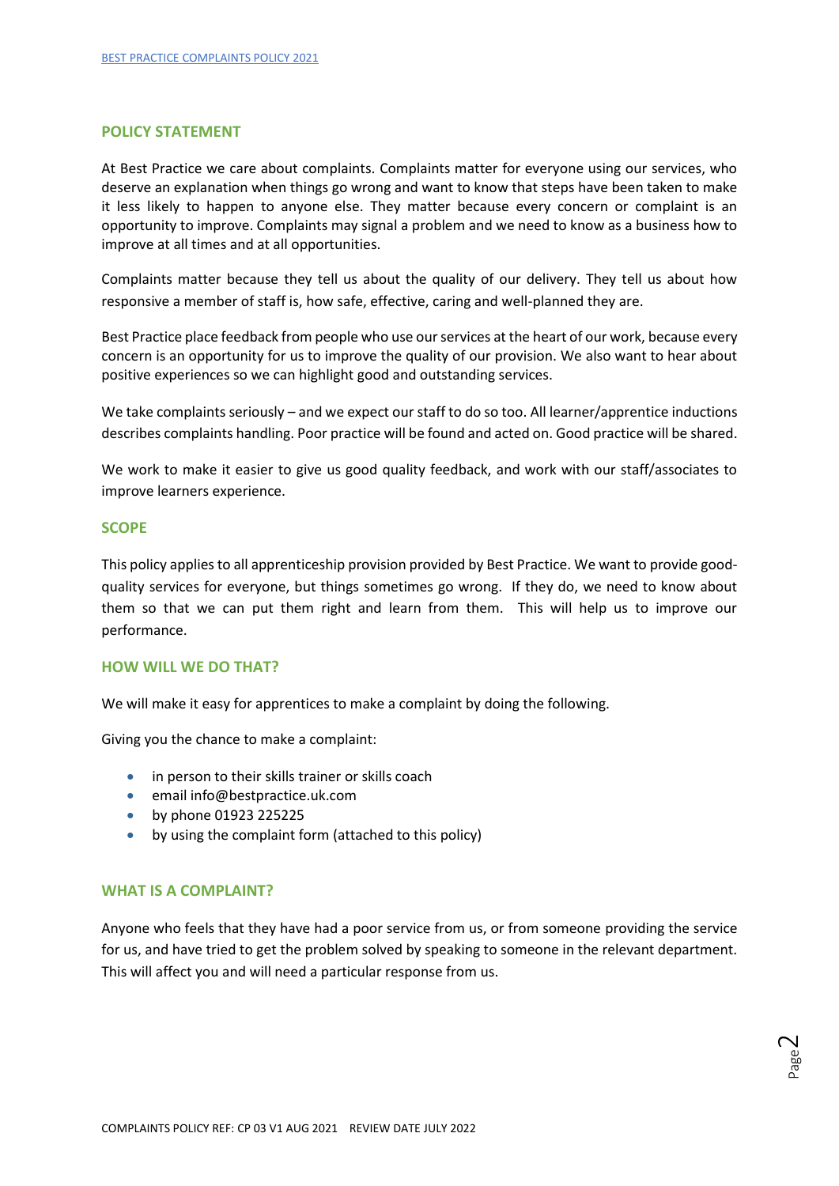## POLICY STATEMENT

At Best Practice we care about complaints. Complaints matter for everyone using our services, who deserve an explanation when things go wrong and want to know that steps have been taken to make it less likely to happen to anyone else. They matter because every concern or complaint is an opportunity to improve. Complaints may signal a problem and we need to know as a business how to improve at all times and at all opportunities.

Complaints matter because they tell us about the quality of our delivery. They tell us about how responsive a member of staff is, how safe, effective, caring and well-planned they are.

Best Practice place feedback from people who use our services at the heart of our work, because every concern is an opportunity for us to improve the quality of our provision. We also want to hear about positive experiences so we can highlight good and outstanding services.

We take complaints seriously – and we expect our staff to do so too. All learner/apprentice inductions describes complaints handling. Poor practice will be found and acted on. Good practice will be shared.

We work to make it easier to give us good quality feedback, and work with our staff/associates to improve learners experience.

## SCOPE

This policy applies to all apprenticeship provision provided by Best Practice. We want to provide good-quality services for everyone, but things sometimes go wrong. If they do, we need to know about them so that we can put them right and learn from them. This will help us to improve our performance.

## HOW WILL WE DO THAT?

We will make it easy for apprentices to make a complaint by doing the following.

Giving you the chance to make a complaint:

- in person to their skills trainer or skills coach
- email info@bestpractice.uk.com
- by phone 01923 225225
- by using the complaint form (attached to this policy)

## WHAT IS A COMPLAINT?

Anyone who feels that they have had a poor service from us, or from someone providing the service for us, and have tried to get the problem solved by speaking to someone in the relevant department. This will affect you and will need a particular response from us.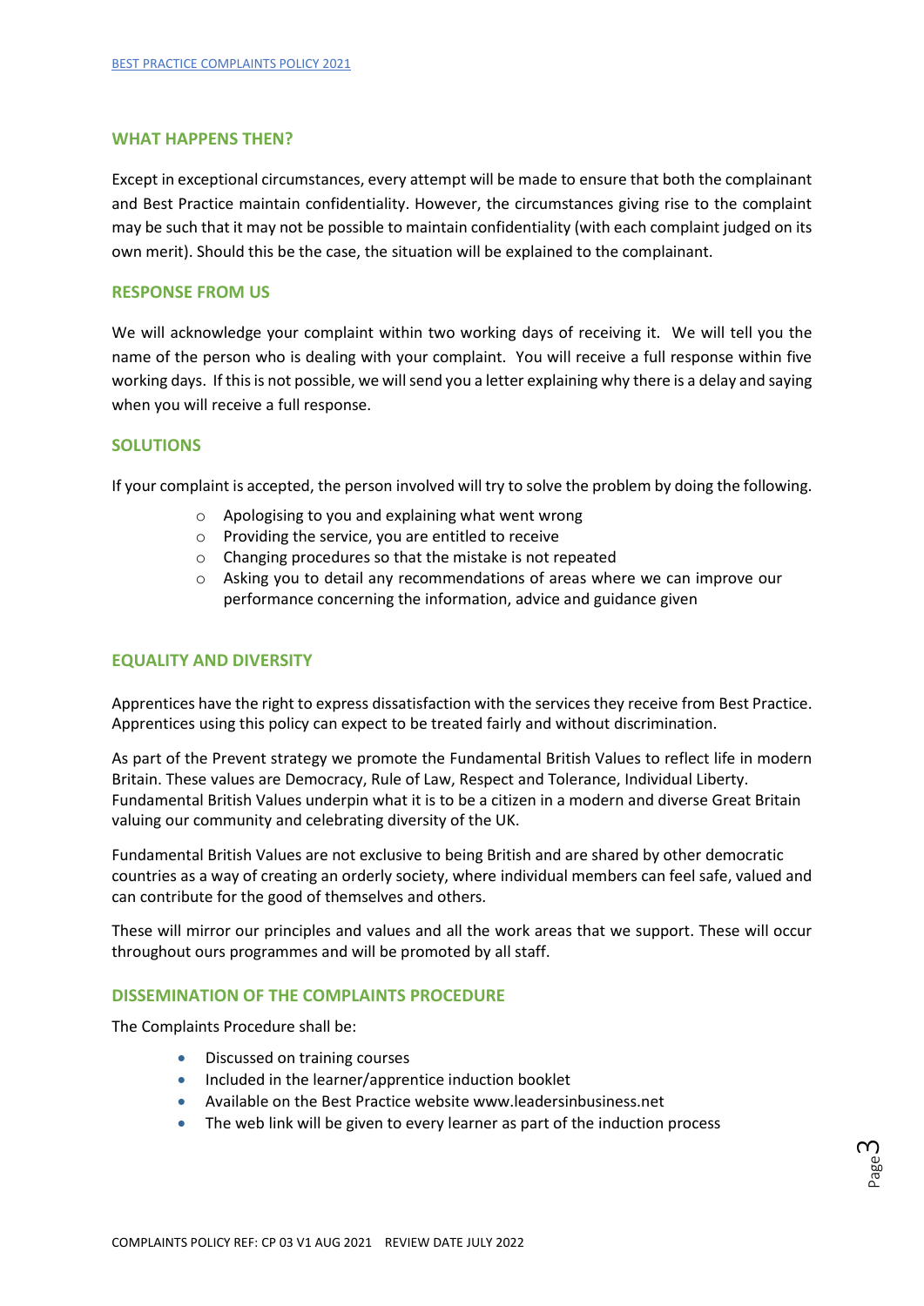## WHAT HAPPENS THEN?

Except in exceptional circumstances, every attempt will be made to ensure that both the complainant and Best Practice maintain confidentiality. However, the circumstances giving rise to the complaint may be such that it may not be possible to maintain confidentiality (with each complaint judged on its own merit). Should this be the case, the situation will be explained to the complainant.

## RESPONSE FROM US

We will acknowledge your complaint within two working days of receiving it. We will tell you the name of the person who is dealing with your complaint. You will receive a full response within five working days. If this is not possible, we will send you a letter explaining why there is a delay and saying when you will receive a full response.

## SOLUTIONS

If your complaint is accepted, the person involved will try to solve the problem by doing the following.

- Apologising to you and explaining what went wrong
- Providing the service, you are entitled to receive
- Changing procedures so that the mistake is not repeated
- Asking you to detail any recommendations of areas where we can improve our performance concerning the information, advice and guidance given

## EQUALITY AND DIVERSITY

Apprentices have the right to express dissatisfaction with the services they receive from Best Practice. Apprentices using this policy can expect to be treated fairly and without discrimination.

As part of the Prevent strategy we promote the Fundamental British Values to reflect life in modern Britain. These values are Democracy, Rule of Law, Respect and Tolerance, Individual Liberty. Fundamental British Values underpin what it is to be a citizen in a modern and diverse Great Britain valuing our community and celebrating diversity of the UK.

Fundamental British Values are not exclusive to being British and are shared by other democratic countries as a way of creating an orderly society, where individual members can feel safe, valued and can contribute for the good of themselves and others.

These will mirror our principles and values and all the work areas that we support. These will occur throughout ours programmes and will be promoted by all staff.

## DISSEMINATION OF THE COMPLAINTS PROCEDURE

The Complaints Procedure shall be:

- Discussed on training courses
- Included in the learner/apprentice induction booklet
- Available on the Best Practice website www.leadersinbusiness.net
- The web link will be given to every learner as part of the induction process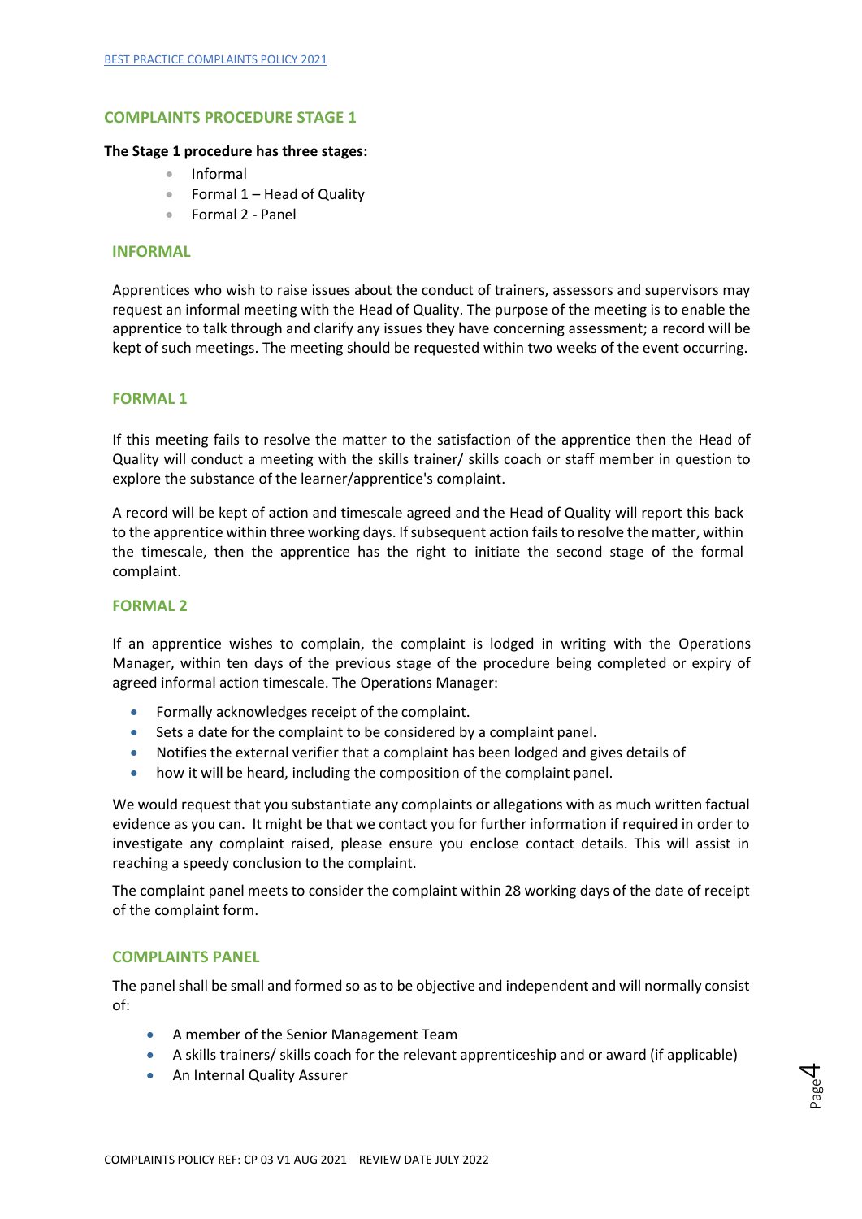## COMPLAINTS PROCEDURE STAGE 1

**The Stage 1 procedure has three stages:**

- Informal
- Formal 1 – Head of Quality
- Formal 2 - Panel

### INFORMAL

Apprentices who wish to raise issues about the conduct of trainers, assessors and supervisors may request an informal meeting with the Head of Quality. The purpose of the meeting is to enable the apprentice to talk through and clarify any issues they have concerning assessment; a record will be kept of such meetings. The meeting should be requested within two weeks of the event occurring.

### FORMAL 1

If this meeting fails to resolve the matter to the satisfaction of the apprentice then the Head of Quality will conduct a meeting with the skills trainer/ skills coach or staff member in question to explore the substance of the learner/apprentice's complaint.

A record will be kept of action and timescale agreed and the Head of Quality will report this back to the apprentice within three working days. If subsequent action fails to resolve the matter, within the timescale, then the apprentice has the right to initiate the second stage of the formal complaint.

### FORMAL 2

If an apprentice wishes to complain, the complaint is lodged in writing with the Operations Manager, within ten days of the previous stage of the procedure being completed or expiry of agreed informal action timescale. The Operations Manager:

- Formally acknowledges receipt of the complaint.
- Sets a date for the complaint to be considered by a complaint panel.
- Notifies the external verifier that a complaint has been lodged and gives details of
- how it will be heard, including the composition of the complaint panel.

We would request that you substantiate any complaints or allegations with as much written factual evidence as you can. It might be that we contact you for further information if required in order to investigate any complaint raised, please ensure you enclose contact details. This will assist in reaching a speedy conclusion to the complaint.

The complaint panel meets to consider the complaint within 28 working days of the date of receipt of the complaint form.

### COMPLAINTS PANEL

The panel shall be small and formed so as to be objective and independent and will normally consist of:

- A member of the Senior Management Team
- A skills trainers/ skills coach for the relevant apprenticeship and or award (if applicable)
- An Internal Quality Assurer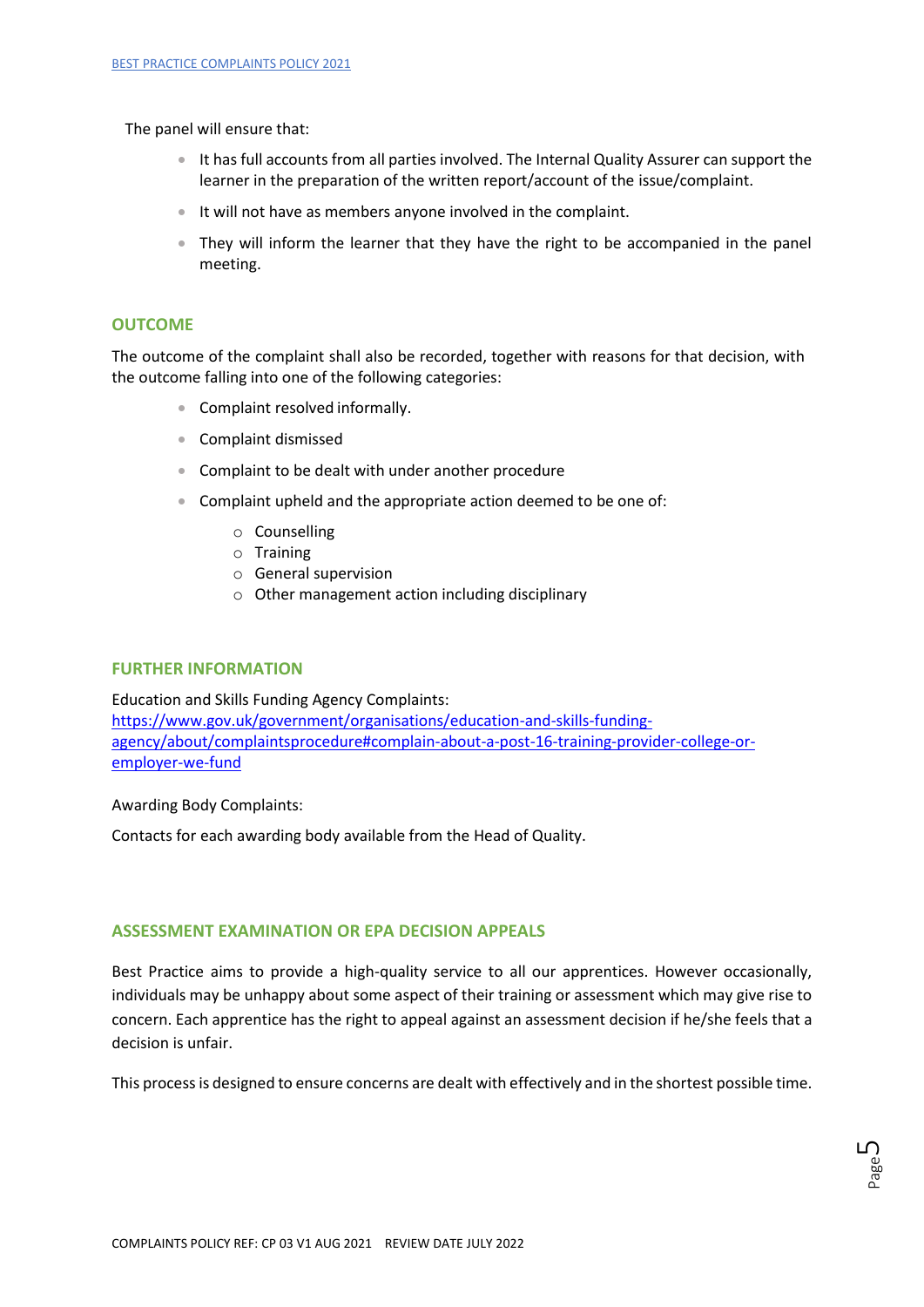The panel will ensure that:

- It has full accounts from all parties involved. The Internal Quality Assurer can support the learner in the preparation of the written report/account of the issue/complaint.
- It will not have as members anyone involved in the complaint.
- They will inform the learner that they have the right to be accompanied in the panel meeting.

## OUTCOME

The outcome of the complaint shall also be recorded, together with reasons for that decision, with the outcome falling into one of the following categories:

- Complaint resolved informally.
- Complaint dismissed
- Complaint to be dealt with under another procedure
- Complaint upheld and the appropriate action deemed to be one of:
    - Counselling
    - Training
    - General supervision
    - Other management action including disciplinary

## FURTHER INFORMATION

Education and Skills Funding Agency Complaints:
[https://www.gov.uk/government/organisations/education-and-skills-funding-agency/about/complaintsprocedure#complain-about-a-post-16-training-provider-college-or-employer-we-fund](https://www.gov.uk/government/organisations/education-and-skills-funding-agency/about/complaintsprocedure#complain-about-a-post-16-training-provider-college-or-employer-we-fund)

Awarding Body Complaints:

Contacts for each awarding body available from the Head of Quality.

## ASSESSMENT EXAMINATION OR EPA DECISION APPEALS

Best Practice aims to provide a high-quality service to all our apprentices. However occasionally, individuals may be unhappy about some aspect of their training or assessment which may give rise to concern. Each apprentice has the right to appeal against an assessment decision if he/she feels that a decision is unfair.

This process is designed to ensure concerns are dealt with effectively and in the shortest possible time.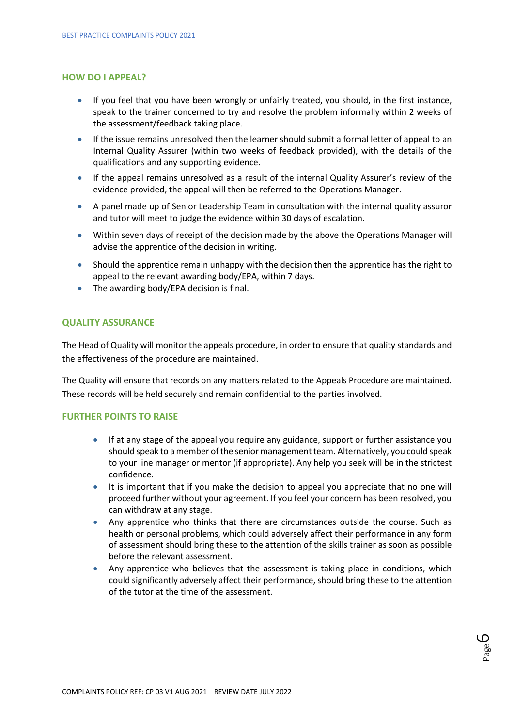## HOW DO I APPEAL?

- If you feel that you have been wrongly or unfairly treated, you should, in the first instance, speak to the trainer concerned to try and resolve the problem informally within 2 weeks of the assessment/feedback taking place.
- If the issue remains unresolved then the learner should submit a formal letter of appeal to an Internal Quality Assurer (within two weeks of feedback provided), with the details of the qualifications and any supporting evidence.
- If the appeal remains unresolved as a result of the internal Quality Assurer's review of the evidence provided, the appeal will then be referred to the Operations Manager.
- A panel made up of Senior Leadership Team in consultation with the internal quality assuror and tutor will meet to judge the evidence within 30 days of escalation.
- Within seven days of receipt of the decision made by the above the Operations Manager will advise the apprentice of the decision in writing.
- Should the apprentice remain unhappy with the decision then the apprentice has the right to appeal to the relevant awarding body/EPA, within 7 days.
- The awarding body/EPA decision is final.

## QUALITY ASSURANCE

The Head of Quality will monitor the appeals procedure, in order to ensure that quality standards and the effectiveness of the procedure are maintained.

The Quality will ensure that records on any matters related to the Appeals Procedure are maintained. These records will be held securely and remain confidential to the parties involved.

## FURTHER POINTS TO RAISE

- If at any stage of the appeal you require any guidance, support or further assistance you should speak to a member of the senior management team. Alternatively, you could speak to your line manager or mentor (if appropriate). Any help you seek will be in the strictest confidence.
- It is important that if you make the decision to appeal you appreciate that no one will proceed further without your agreement. If you feel your concern has been resolved, you can withdraw at any stage.
- Any apprentice who thinks that there are circumstances outside the course. Such as health or personal problems, which could adversely affect their performance in any form of assessment should bring these to the attention of the skills trainer as soon as possible before the relevant assessment.
- Any apprentice who believes that the assessment is taking place in conditions, which could significantly adversely affect their performance, should bring these to the attention of the tutor at the time of the assessment.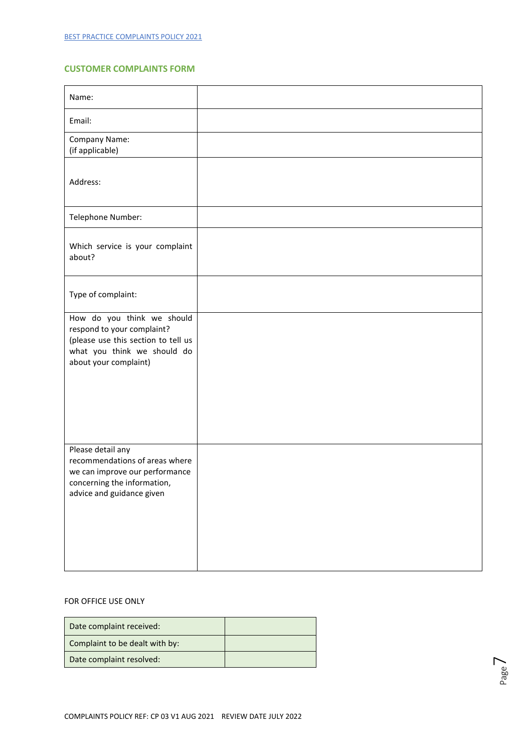## CUSTOMER COMPLAINTS FORM

| | |
|---|---|
| Name: | |
| Email: | |
| Company Name: (if applicable) | |
| Address: | |
| Telephone Number: | |
| Which service is your complaint about? | |
| Type of complaint: | |
| How do you think we should respond to your complaint? (please use this section to tell us what you think we should do about your complaint) | |
| Please detail any recommendations of areas where we can improve our performance concerning the information, advice and guidance given | |

FOR OFFICE USE ONLY

| | |
|---|---|
| Date complaint received: | |
| Complaint to be dealt with by: | |
| Date complaint resolved: | |

COMPLAINTS POLICY REF: CP 03 V1 AUG 2021 REVIEW DATE JULY 2022